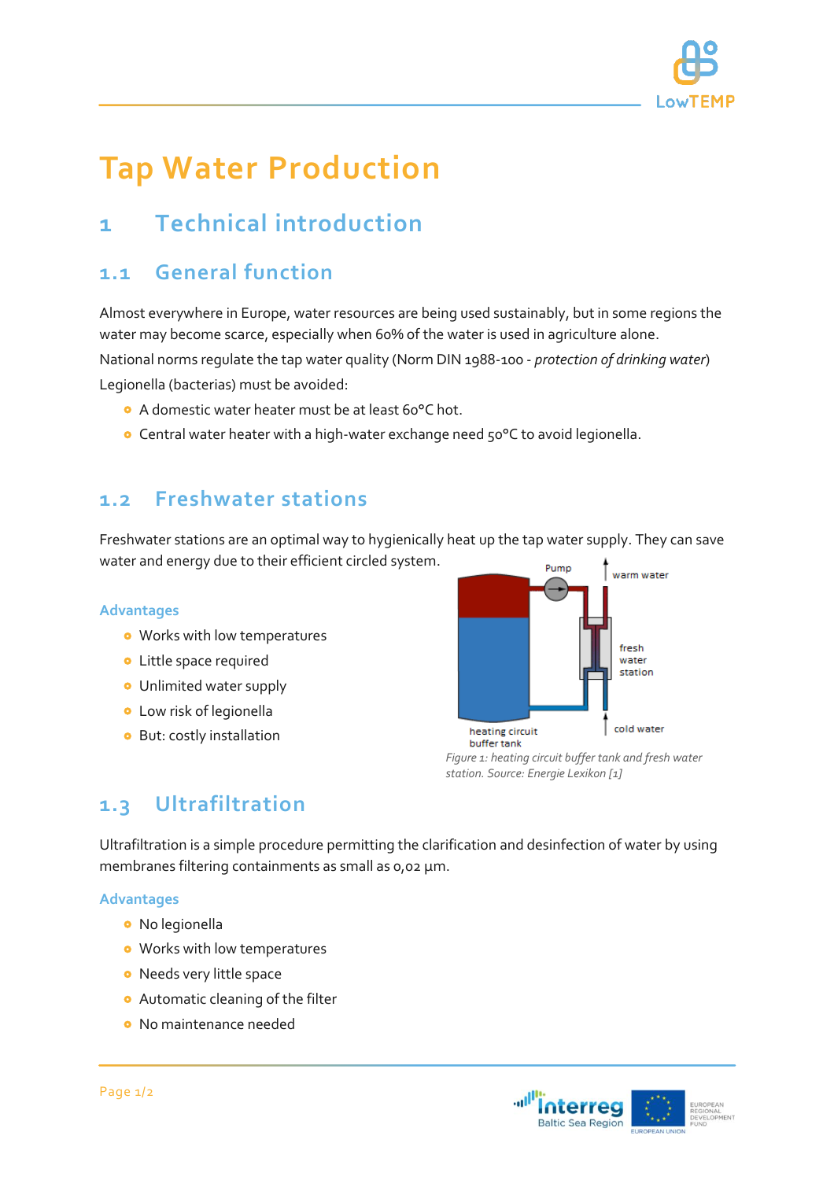# Tap Water Production

## 1 Technical introduction

### 1.1 General function

Almost everywhere in Europe, water resources are being used sustainably, but in some regions the water may become scarce, especially when 60% of the water is used in agriculture alone.

National norms regulate the tap water quality (Norm DIN 1988-100 - *protection of drinking water*)

Legionella (bacterias) must be avoided:

- A domestic water heater must be at least 60°C hot.
- Central water heater with a high-water exchange need 50°C to avoid legionella.

### 1.2 Freshwater stations

Freshwater stations are an optimal way to hygienically heat up the tap water supply. They can save water and energy due to their efficient circled system.

#### Advantages

- Works with low temperatures
- Little space required
- Unlimited water supply
- Low risk of legionella
- But: costly installation

*Figure 1: heating circuit buffer tank and fresh water station. Source: Energie Lexikon [1]*

### 1.3 Ultrafiltration

Ultrafiltration is a simple procedure permitting the clarification and desinfection of water by using membranes filtering containments as small as 0,02 µm.

#### Advantages

- No legionella
- Works with low temperatures
- Needs very little space
- Automatic cleaning of the filter
- No maintenance needed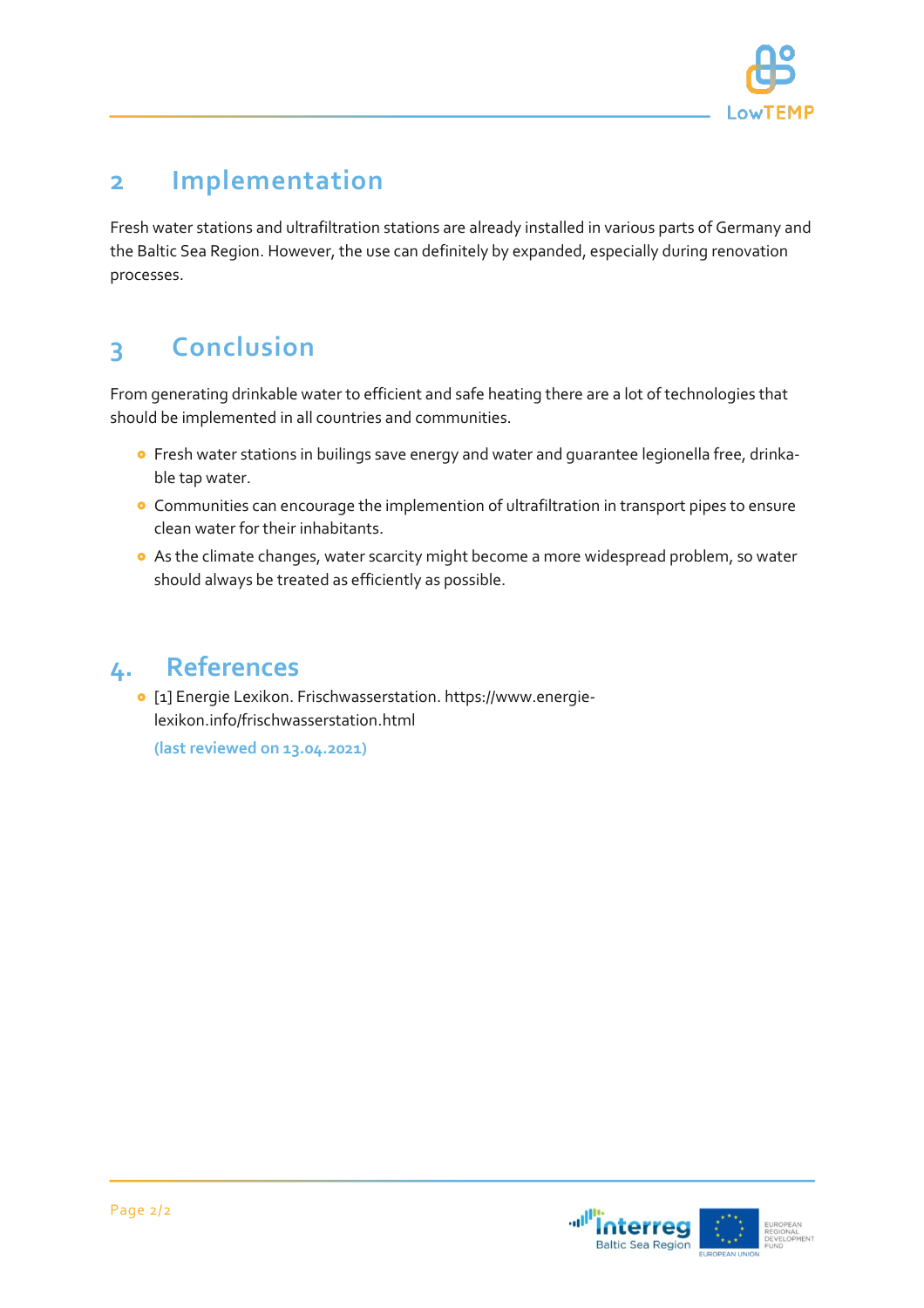## 2 Implementation

Fresh water stations and ultrafiltration stations are already installed in various parts of Germany and the Baltic Sea Region. However, the use can definitely by expanded, especially during renovation processes.

## 3 Conclusion

From generating drinkable water to efficient and safe heating there are a lot of technologies that should be implemented in all countries and communities.

- Fresh water stations in builings save energy and water and guarantee legionella free, drinkable tap water.
- Communities can encourage the implemention of ultrafiltration in transport pipes to ensure clean water for their inhabitants.
- As the climate changes, water scarcity might become a more widespread problem, so water should always be treated as efficiently as possible.

## 4. References

- [1] Energie Lexikon. Frischwasserstation. https://www.energie-lexikon.info/frischwasserstation.html

  **(last reviewed on 13.04.2021)**